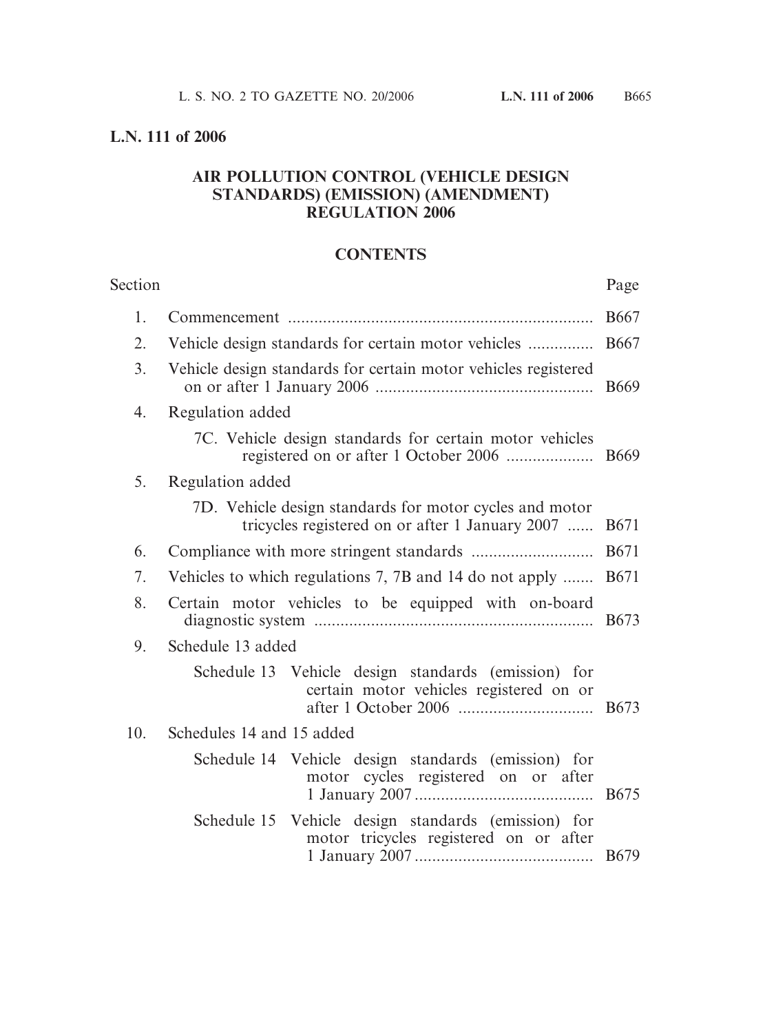**L.N. 111 of 2006**

# AIR POLLUTION CONTROL (VEHICLE DESIGN STANDARDS) (EMISSION) (AMENDMENT) REGULATION 2006

## CONTENTS

| Section | | Page |
|---|---|---|
| 1. | Commencement | B667 |
| 2. | Vehicle design standards for certain motor vehicles | B667 |
| 3. | Vehicle design standards for certain motor vehicles registered on or after 1 January 2006 | B669 |
| 4. | Regulation added | |
| | 7C. Vehicle design standards for certain motor vehicles registered on or after 1 October 2006 | B669 |
| 5. | Regulation added | |
| | 7D. Vehicle design standards for motor cycles and motor tricycles registered on or after 1 January 2007 | B671 |
| 6. | Compliance with more stringent standards | B671 |
| 7. | Vehicles to which regulations 7, 7B and 14 do not apply | B671 |
| 8. | Certain motor vehicles to be equipped with on-board diagnostic system | B673 |
| 9. | Schedule 13 added | |
| | Schedule 13 Vehicle design standards (emission) for certain motor vehicles registered on or after 1 October 2006 | B673 |
| 10. | Schedules 14 and 15 added | |
| | Schedule 14 Vehicle design standards (emission) for motor cycles registered on or after 1 January 2007 | B675 |
| | Schedule 15 Vehicle design standards (emission) for motor tricycles registered on or after 1 January 2007 | B679 |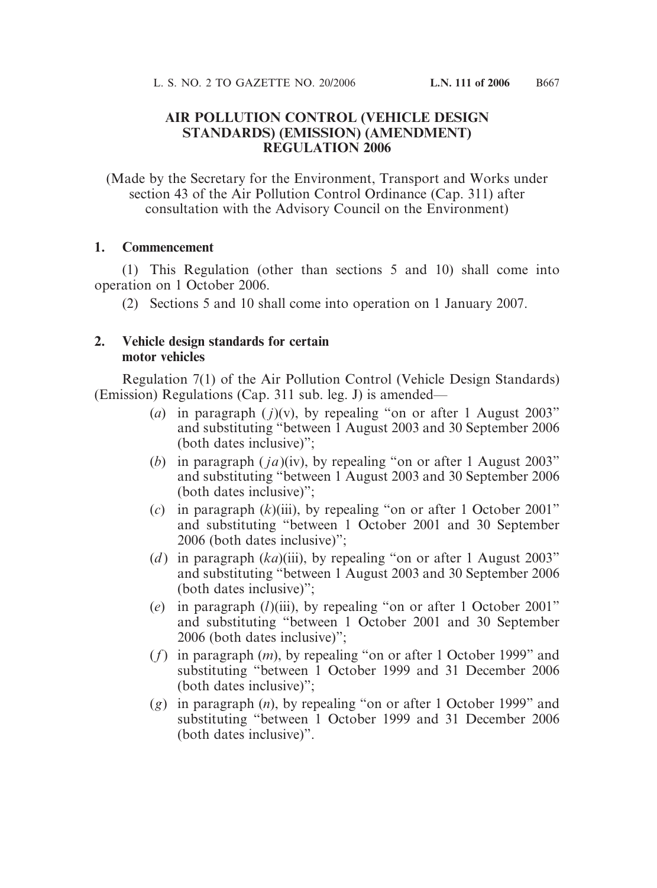# AIR POLLUTION CONTROL (VEHICLE DESIGN STANDARDS) (EMISSION) (AMENDMENT) REGULATION 2006

(Made by the Secretary for the Environment, Transport and Works under section 43 of the Air Pollution Control Ordinance (Cap. 311) after consultation with the Advisory Council on the Environment)

## 1. Commencement

(1) This Regulation (other than sections 5 and 10) shall come into operation on 1 October 2006.

(2) Sections 5 and 10 shall come into operation on 1 January 2007.

## 2. Vehicle design standards for certain motor vehicles

Regulation 7(1) of the Air Pollution Control (Vehicle Design Standards) (Emission) Regulations (Cap. 311 sub. leg. J) is amended—

- (*a*) in paragraph (*j*)(v), by repealing "on or after 1 August 2003" and substituting "between 1 August 2003 and 30 September 2006 (both dates inclusive)";
- (*b*) in paragraph (*ja*)(iv), by repealing "on or after 1 August 2003" and substituting "between 1 August 2003 and 30 September 2006 (both dates inclusive)";
- (*c*) in paragraph (*k*)(iii), by repealing "on or after 1 October 2001" and substituting "between 1 October 2001 and 30 September 2006 (both dates inclusive)";
- (*d*) in paragraph (*ka*)(iii), by repealing "on or after 1 August 2003" and substituting "between 1 August 2003 and 30 September 2006 (both dates inclusive)";
- (*e*) in paragraph (*l*)(iii), by repealing "on or after 1 October 2001" and substituting "between 1 October 2001 and 30 September 2006 (both dates inclusive)";
- (*f*) in paragraph (*m*), by repealing "on or after 1 October 1999" and substituting "between 1 October 1999 and 31 December 2006 (both dates inclusive)";
- (*g*) in paragraph (*n*), by repealing "on or after 1 October 1999" and substituting "between 1 October 1999 and 31 December 2006 (both dates inclusive)".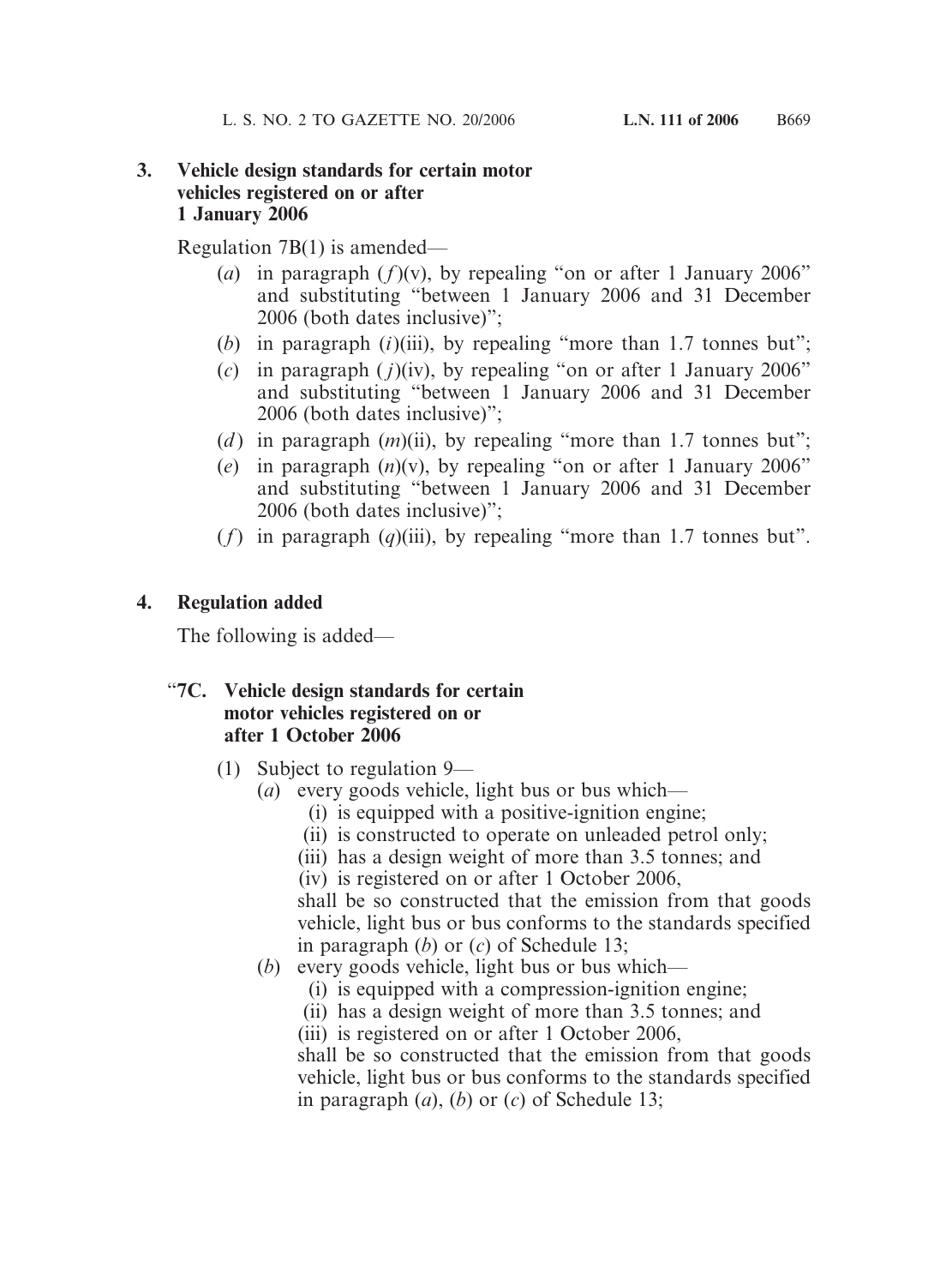## 3. Vehicle design standards for certain motor vehicles registered on or after 1 January 2006

Regulation 7B(1) is amended—

- (*a*) in paragraph (*f*)(v), by repealing "on or after 1 January 2006" and substituting "between 1 January 2006 and 31 December 2006 (both dates inclusive)";
- (*b*) in paragraph (*i*)(iii), by repealing "more than 1.7 tonnes but";
- (*c*) in paragraph (*j*)(iv), by repealing "on or after 1 January 2006" and substituting "between 1 January 2006 and 31 December 2006 (both dates inclusive)";
- (*d*) in paragraph (*m*)(ii), by repealing "more than 1.7 tonnes but";
- (*e*) in paragraph (*n*)(v), by repealing "on or after 1 January 2006" and substituting "between 1 January 2006 and 31 December 2006 (both dates inclusive)";
- (*f*) in paragraph (*q*)(iii), by repealing "more than 1.7 tonnes but".

## 4. Regulation added

The following is added—

### "7C. Vehicle design standards for certain motor vehicles registered on or after 1 October 2006

(1) Subject to regulation 9—

- (*a*) every goods vehicle, light bus or bus which—
  - (i) is equipped with a positive-ignition engine;
  - (ii) is constructed to operate on unleaded petrol only;
  - (iii) has a design weight of more than 3.5 tonnes; and
  - (iv) is registered on or after 1 October 2006,

  shall be so constructed that the emission from that goods vehicle, light bus or bus conforms to the standards specified in paragraph (*b*) or (*c*) of Schedule 13;
- (*b*) every goods vehicle, light bus or bus which—
  - (i) is equipped with a compression-ignition engine;
  - (ii) has a design weight of more than 3.5 tonnes; and
  - (iii) is registered on or after 1 October 2006,

  shall be so constructed that the emission from that goods vehicle, light bus or bus conforms to the standards specified in paragraph (*a*), (*b*) or (*c*) of Schedule 13;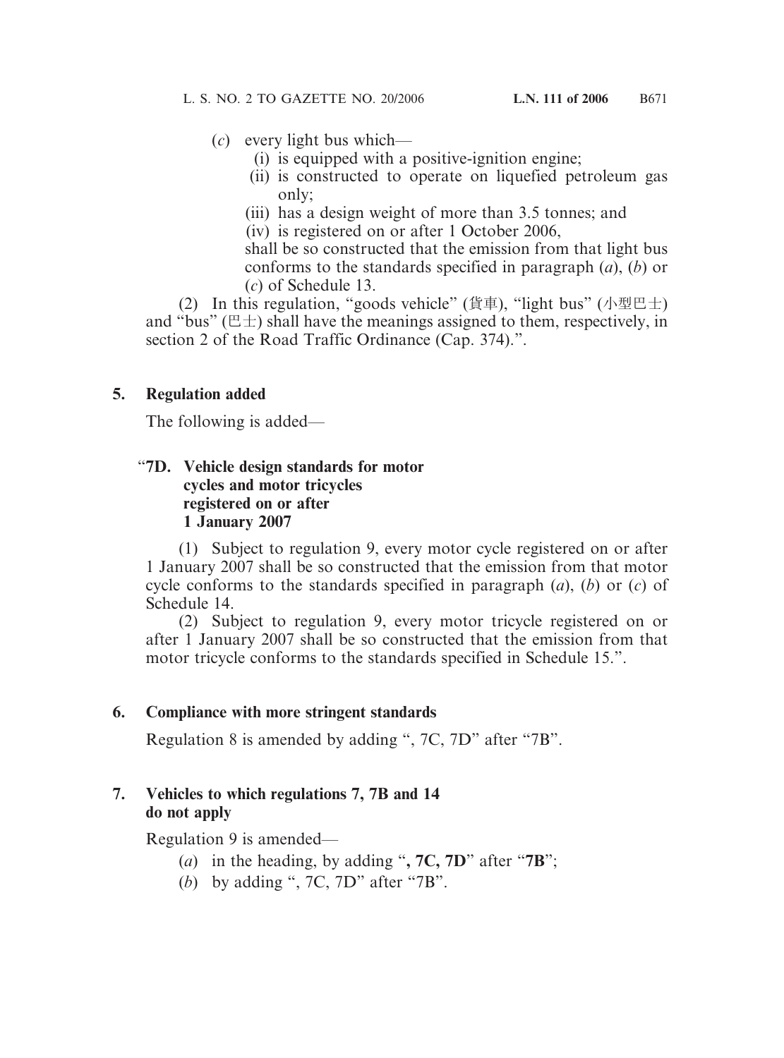(*c*) every light bus which—

  (i) is equipped with a positive-ignition engine;

  (ii) is constructed to operate on liquefied petroleum gas only;

  (iii) has a design weight of more than 3.5 tonnes; and

  (iv) is registered on or after 1 October 2006,

shall be so constructed that the emission from that light bus conforms to the standards specified in paragraph (*a*), (*b*) or (*c*) of Schedule 13.

(2) In this regulation, "goods vehicle" (貨車), "light bus" (小型巴士) and "bus" (巴士) shall have the meanings assigned to them, respectively, in section 2 of the Road Traffic Ordinance (Cap. 374).".

**5. Regulation added**

The following is added—

"**7D. Vehicle design standards for motor cycles and motor tricycles registered on or after 1 January 2007**

(1) Subject to regulation 9, every motor cycle registered on or after 1 January 2007 shall be so constructed that the emission from that motor cycle conforms to the standards specified in paragraph (*a*), (*b*) or (*c*) of Schedule 14.

(2) Subject to regulation 9, every motor tricycle registered on or after 1 January 2007 shall be so constructed that the emission from that motor tricycle conforms to the standards specified in Schedule 15.".

**6. Compliance with more stringent standards**

Regulation 8 is amended by adding ", 7C, 7D" after "7B".

**7. Vehicles to which regulations 7, 7B and 14 do not apply**

Regulation 9 is amended—

(*a*) in the heading, by adding "**, 7C, 7D**" after "**7B**";

(*b*) by adding ", 7C, 7D" after "7B".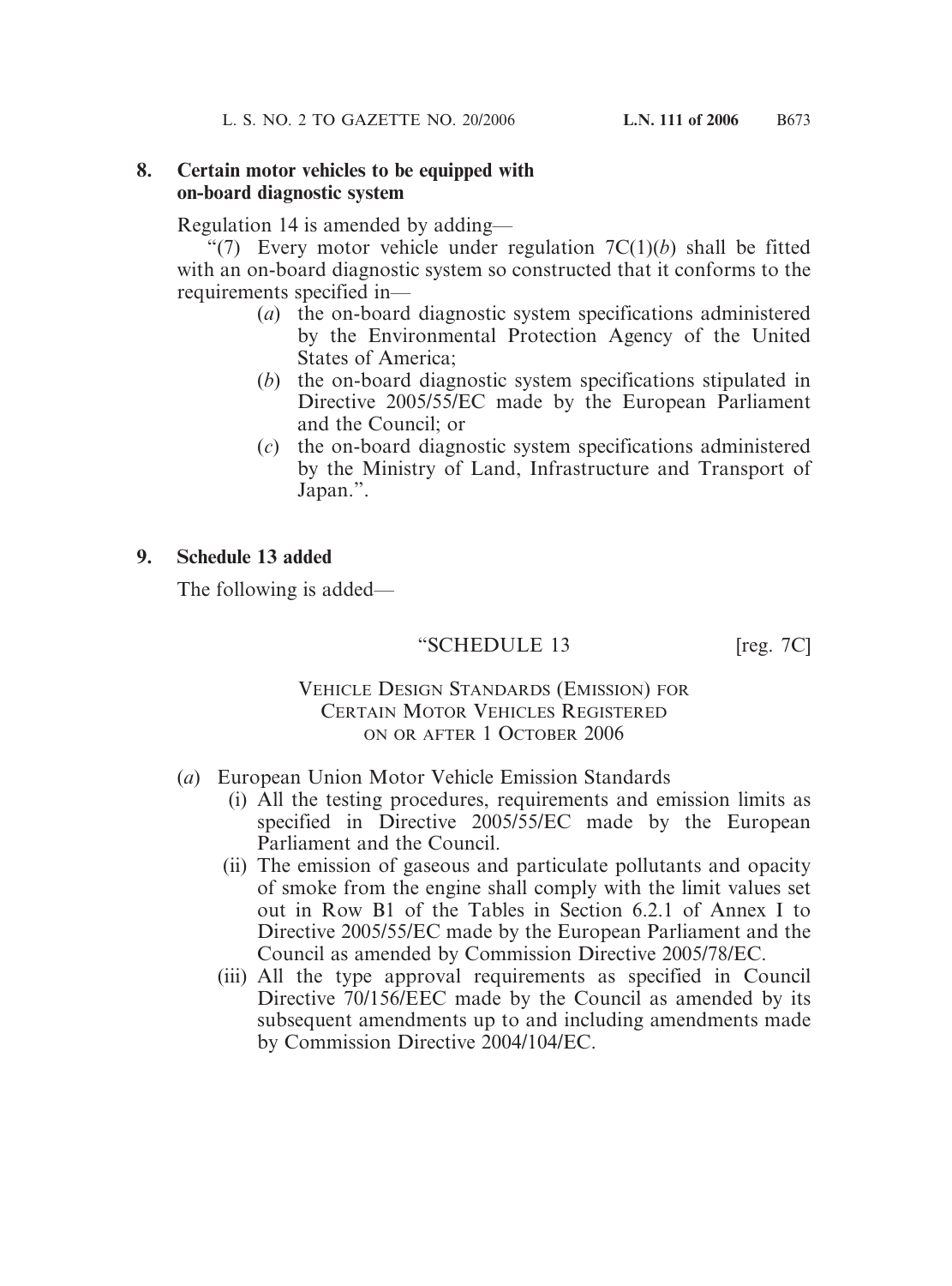## 8. Certain motor vehicles to be equipped with on-board diagnostic system

Regulation 14 is amended by adding—

"(7) Every motor vehicle under regulation 7C(1)(*b*) shall be fitted with an on-board diagnostic system so constructed that it conforms to the requirements specified in—

- (*a*) the on-board diagnostic system specifications administered by the Environmental Protection Agency of the United States of America;
- (*b*) the on-board diagnostic system specifications stipulated in Directive 2005/55/EC made by the European Parliament and the Council; or
- (*c*) the on-board diagnostic system specifications administered by the Ministry of Land, Infrastructure and Transport of Japan.".

## 9. Schedule 13 added

The following is added—

"SCHEDULE 13 [reg. 7C]

VEHICLE DESIGN STANDARDS (EMISSION) FOR CERTAIN MOTOR VEHICLES REGISTERED ON OR AFTER 1 OCTOBER 2006

(*a*) European Union Motor Vehicle Emission Standards

- (i) All the testing procedures, requirements and emission limits as specified in Directive 2005/55/EC made by the European Parliament and the Council.
- (ii) The emission of gaseous and particulate pollutants and opacity of smoke from the engine shall comply with the limit values set out in Row B1 of the Tables in Section 6.2.1 of Annex I to Directive 2005/55/EC made by the European Parliament and the Council as amended by Commission Directive 2005/78/EC.
- (iii) All the type approval requirements as specified in Council Directive 70/156/EEC made by the Council as amended by its subsequent amendments up to and including amendments made by Commission Directive 2004/104/EC.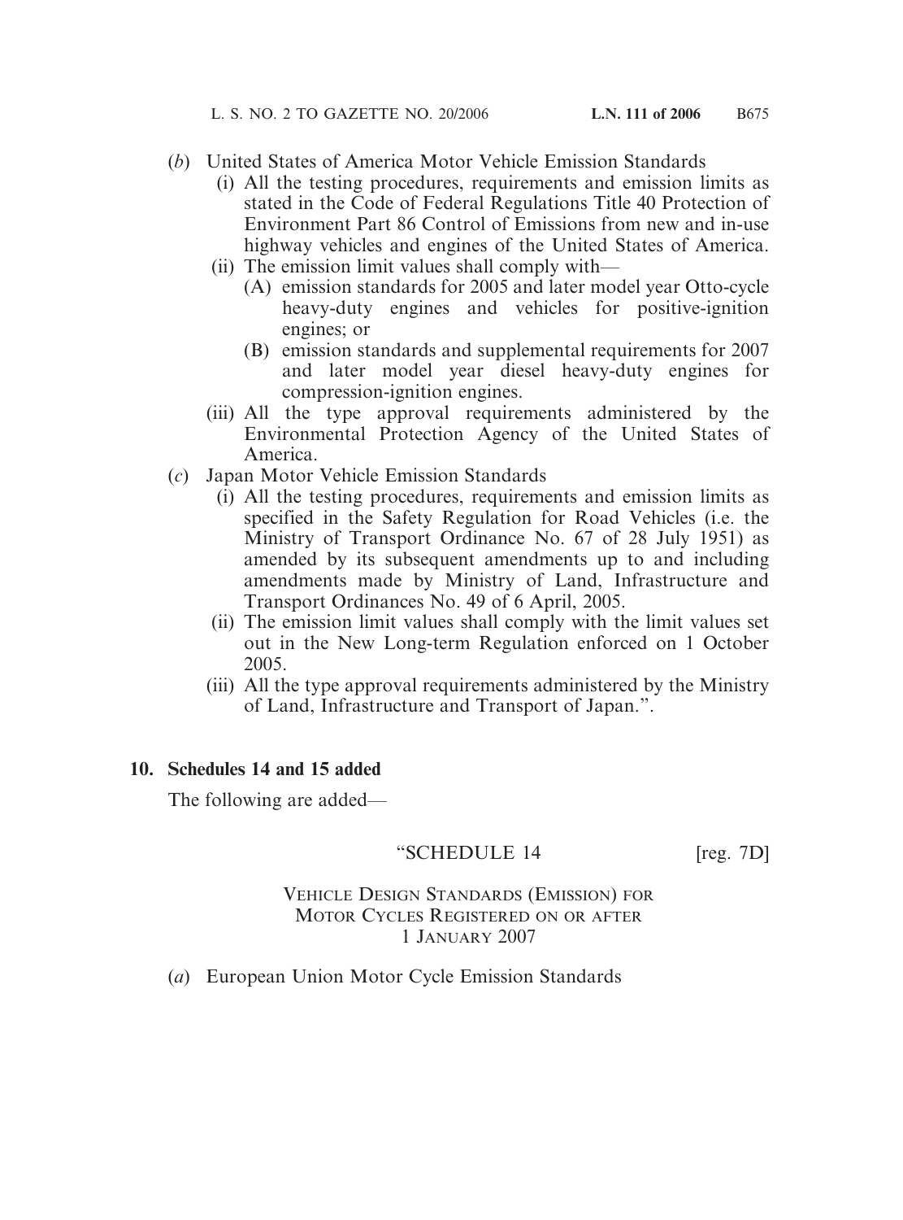(*b*) United States of America Motor Vehicle Emission Standards

(i) All the testing procedures, requirements and emission limits as stated in the Code of Federal Regulations Title 40 Protection of Environment Part 86 Control of Emissions from new and in-use highway vehicles and engines of the United States of America.

(ii) The emission limit values shall comply with—

(A) emission standards for 2005 and later model year Otto-cycle heavy-duty engines and vehicles for positive-ignition engines; or

(B) emission standards and supplemental requirements for 2007 and later model year diesel heavy-duty engines for compression-ignition engines.

(iii) All the type approval requirements administered by the Environmental Protection Agency of the United States of America.

(*c*) Japan Motor Vehicle Emission Standards

(i) All the testing procedures, requirements and emission limits as specified in the Safety Regulation for Road Vehicles (i.e. the Ministry of Transport Ordinance No. 67 of 28 July 1951) as amended by its subsequent amendments up to and including amendments made by Ministry of Land, Infrastructure and Transport Ordinances No. 49 of 6 April, 2005.

(ii) The emission limit values shall comply with the limit values set out in the New Long-term Regulation enforced on 1 October 2005.

(iii) All the type approval requirements administered by the Ministry of Land, Infrastructure and Transport of Japan.".

**10. Schedules 14 and 15 added**

The following are added—

"SCHEDULE 14 [reg. 7D]

VEHICLE DESIGN STANDARDS (EMISSION) FOR MOTOR CYCLES REGISTERED ON OR AFTER 1 JANUARY 2007

(*a*) European Union Motor Cycle Emission Standards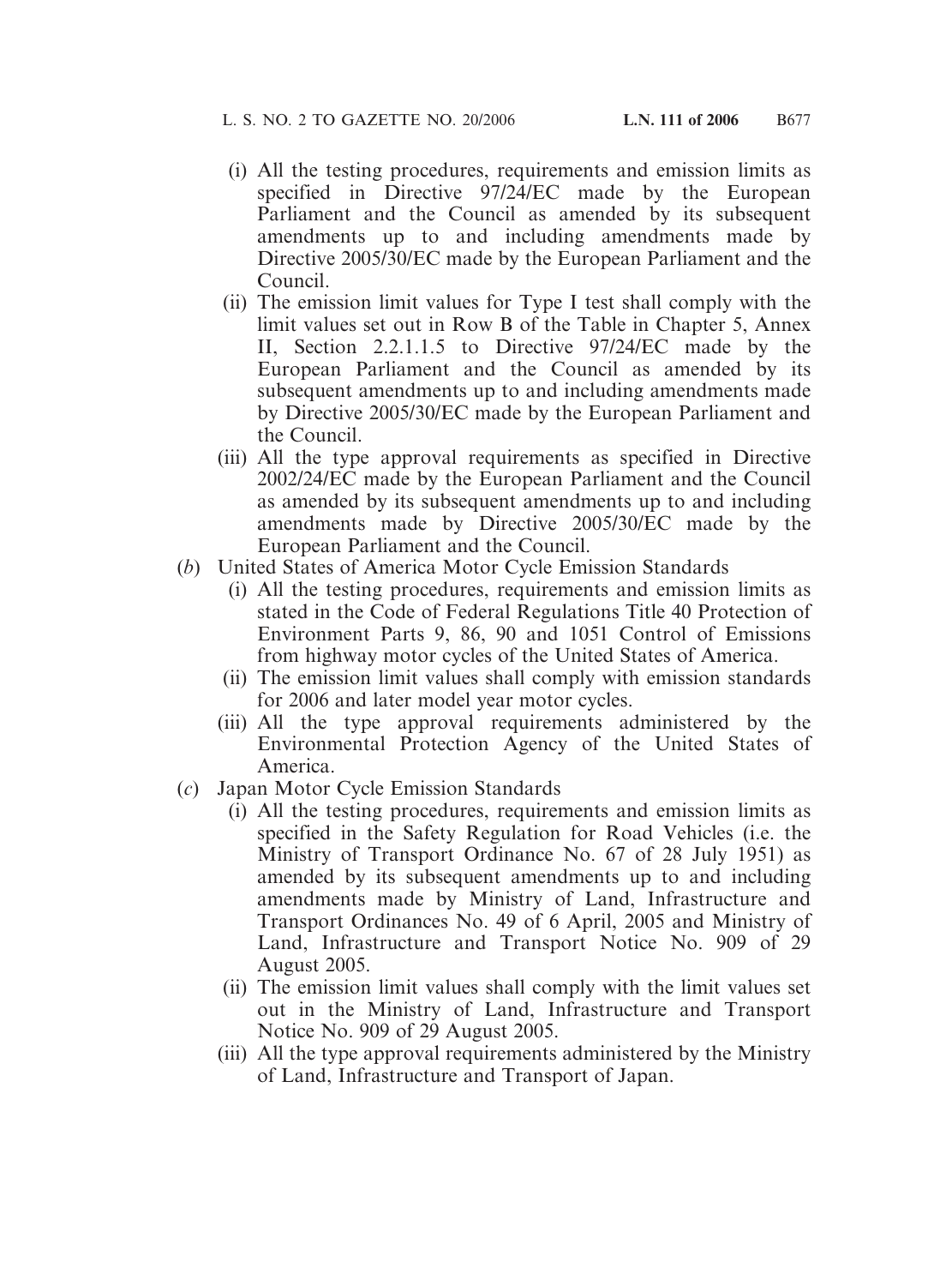(i) All the testing procedures, requirements and emission limits as specified in Directive 97/24/EC made by the European Parliament and the Council as amended by its subsequent amendments up to and including amendments made by Directive 2005/30/EC made by the European Parliament and the Council.

(ii) The emission limit values for Type I test shall comply with the limit values set out in Row B of the Table in Chapter 5, Annex II, Section 2.2.1.1.5 to Directive 97/24/EC made by the European Parliament and the Council as amended by its subsequent amendments up to and including amendments made by Directive 2005/30/EC made by the European Parliament and the Council.

(iii) All the type approval requirements as specified in Directive 2002/24/EC made by the European Parliament and the Council as amended by its subsequent amendments up to and including amendments made by Directive 2005/30/EC made by the European Parliament and the Council.

(*b*) United States of America Motor Cycle Emission Standards

(i) All the testing procedures, requirements and emission limits as stated in the Code of Federal Regulations Title 40 Protection of Environment Parts 9, 86, 90 and 1051 Control of Emissions from highway motor cycles of the United States of America.

(ii) The emission limit values shall comply with emission standards for 2006 and later model year motor cycles.

(iii) All the type approval requirements administered by the Environmental Protection Agency of the United States of America.

(*c*) Japan Motor Cycle Emission Standards

(i) All the testing procedures, requirements and emission limits as specified in the Safety Regulation for Road Vehicles (i.e. the Ministry of Transport Ordinance No. 67 of 28 July 1951) as amended by its subsequent amendments up to and including amendments made by Ministry of Land, Infrastructure and Transport Ordinances No. 49 of 6 April, 2005 and Ministry of Land, Infrastructure and Transport Notice No. 909 of 29 August 2005.

(ii) The emission limit values shall comply with the limit values set out in the Ministry of Land, Infrastructure and Transport Notice No. 909 of 29 August 2005.

(iii) All the type approval requirements administered by the Ministry of Land, Infrastructure and Transport of Japan.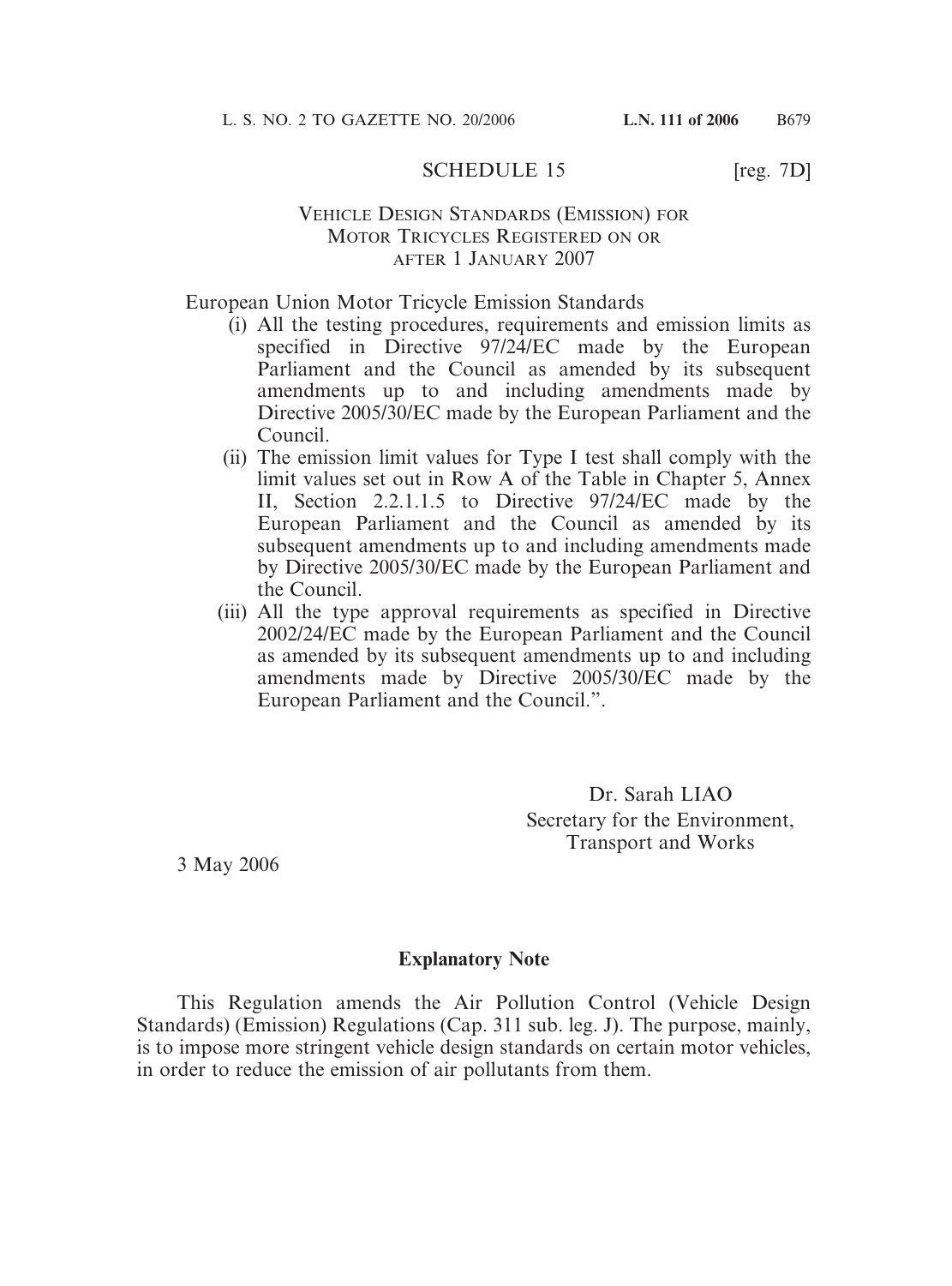## SCHEDULE 15 [reg. 7D]

### Vehicle Design Standards (Emission) for Motor Tricycles Registered on or after 1 January 2007

European Union Motor Tricycle Emission Standards

(i) All the testing procedures, requirements and emission limits as specified in Directive 97/24/EC made by the European Parliament and the Council as amended by its subsequent amendments up to and including amendments made by Directive 2005/30/EC made by the European Parliament and the Council.

(ii) The emission limit values for Type I test shall comply with the limit values set out in Row A of the Table in Chapter 5, Annex II, Section 2.2.1.1.5 to Directive 97/24/EC made by the European Parliament and the Council as amended by its subsequent amendments up to and including amendments made by Directive 2005/30/EC made by the European Parliament and the Council.

(iii) All the type approval requirements as specified in Directive 2002/24/EC made by the European Parliament and the Council as amended by its subsequent amendments up to and including amendments made by Directive 2005/30/EC made by the European Parliament and the Council.".

Dr. Sarah LIAO
Secretary for the Environment, Transport and Works

3 May 2006

### Explanatory Note

This Regulation amends the Air Pollution Control (Vehicle Design Standards) (Emission) Regulations (Cap. 311 sub. leg. J). The purpose, mainly, is to impose more stringent vehicle design standards on certain motor vehicles, in order to reduce the emission of air pollutants from them.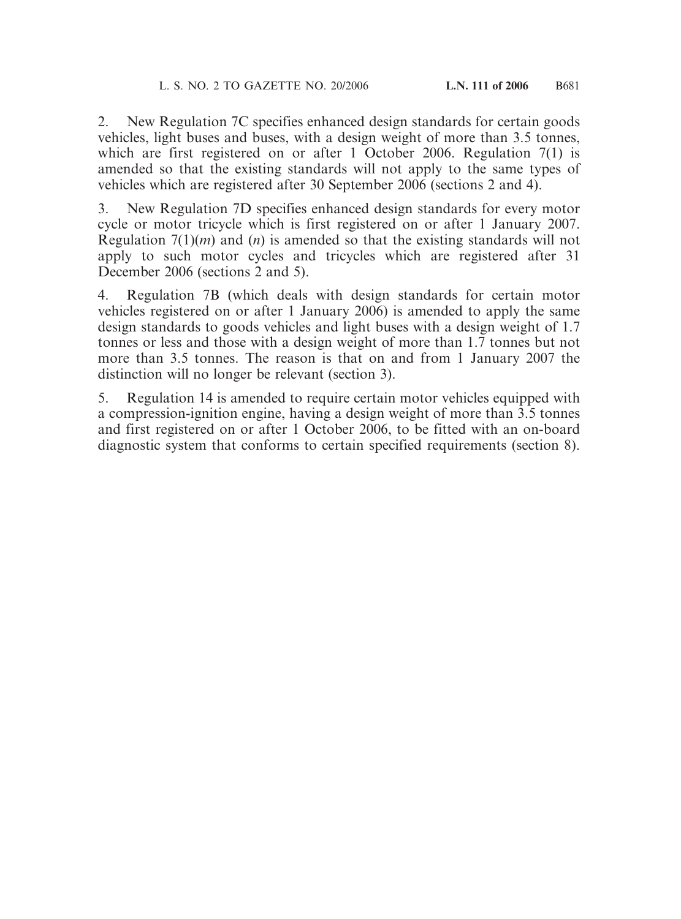2. New Regulation 7C specifies enhanced design standards for certain goods vehicles, light buses and buses, with a design weight of more than 3.5 tonnes, which are first registered on or after 1 October 2006. Regulation 7(1) is amended so that the existing standards will not apply to the same types of vehicles which are registered after 30 September 2006 (sections 2 and 4).

3. New Regulation 7D specifies enhanced design standards for every motor cycle or motor tricycle which is first registered on or after 1 January 2007. Regulation 7(1)(*m*) and (*n*) is amended so that the existing standards will not apply to such motor cycles and tricycles which are registered after 31 December 2006 (sections 2 and 5).

4. Regulation 7B (which deals with design standards for certain motor vehicles registered on or after 1 January 2006) is amended to apply the same design standards to goods vehicles and light buses with a design weight of 1.7 tonnes or less and those with a design weight of more than 1.7 tonnes but not more than 3.5 tonnes. The reason is that on and from 1 January 2007 the distinction will no longer be relevant (section 3).

5. Regulation 14 is amended to require certain motor vehicles equipped with a compression-ignition engine, having a design weight of more than 3.5 tonnes and first registered on or after 1 October 2006, to be fitted with an on-board diagnostic system that conforms to certain specified requirements (section 8).